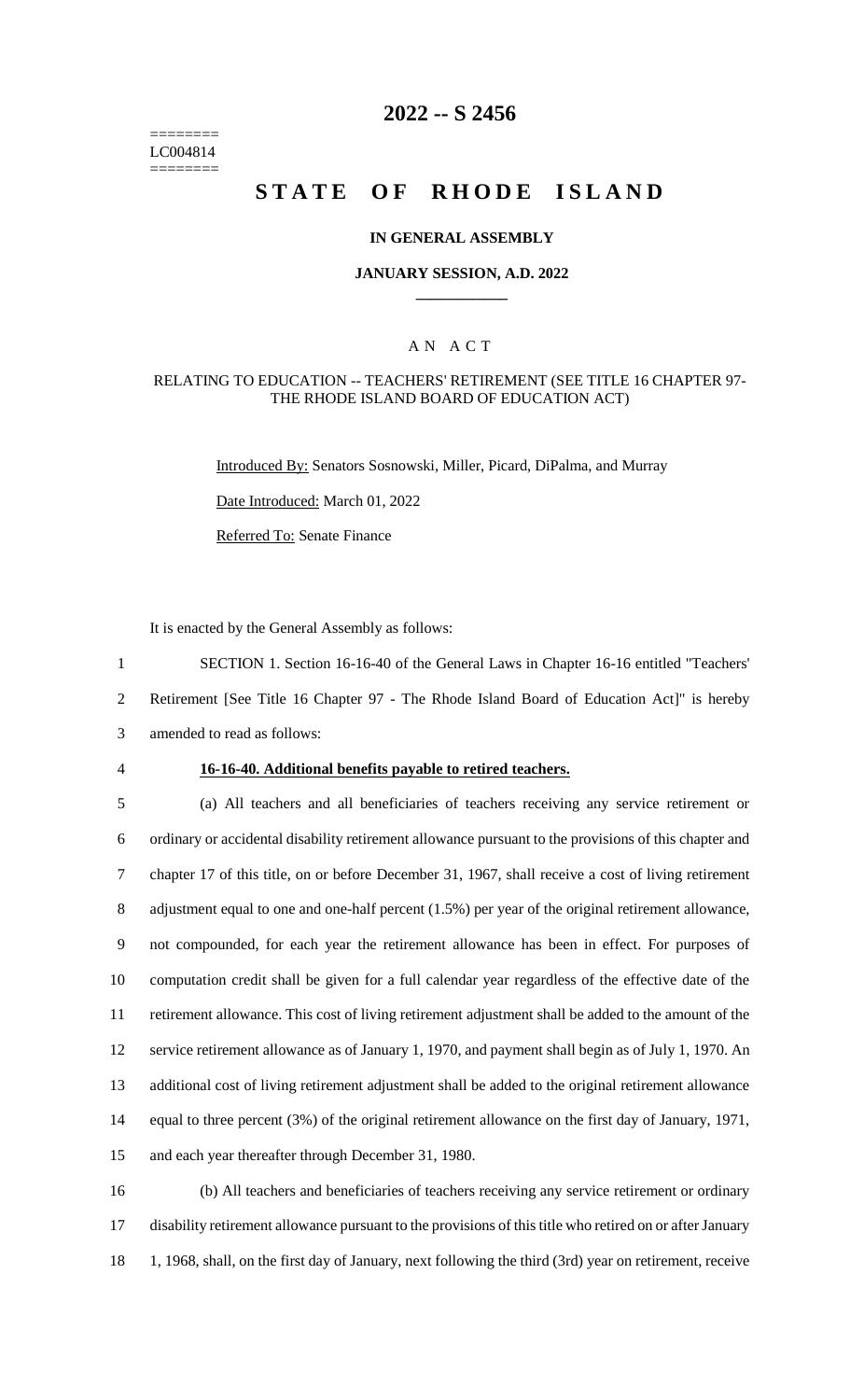========
LC004814
========

# 2022 -- S 2456

# STATE OF RHODE ISLAND

## IN GENERAL ASSEMBLY

### JANUARY SESSION, A.D. 2022

### A N A C T

RELATING TO EDUCATION -- TEACHERS' RETIREMENT (SEE TITLE 16 CHAPTER 97-THE RHODE ISLAND BOARD OF EDUCATION ACT)

Introduced By: Senators Sosnowski, Miller, Picard, DiPalma, and Murray

Date Introduced: March 01, 2022

Referred To: Senate Finance

It is enacted by the General Assembly as follows:

1 SECTION 1. Section 16-16-40 of the General Laws in Chapter 16-16 entitled "Teachers'
2 Retirement [See Title 16 Chapter 97 - The Rhode Island Board of Education Act]" is hereby
3 amended to read as follows:

4 **16-16-40. Additional benefits payable to retired teachers.**

5 (a) All teachers and all beneficiaries of teachers receiving any service retirement or
6 ordinary or accidental disability retirement allowance pursuant to the provisions of this chapter and
7 chapter 17 of this title, on or before December 31, 1967, shall receive a cost of living retirement
8 adjustment equal to one and one-half percent (1.5%) per year of the original retirement allowance,
9 not compounded, for each year the retirement allowance has been in effect. For purposes of
10 computation credit shall be given for a full calendar year regardless of the effective date of the
11 retirement allowance. This cost of living retirement adjustment shall be added to the amount of the
12 service retirement allowance as of January 1, 1970, and payment shall begin as of July 1, 1970. An
13 additional cost of living retirement adjustment shall be added to the original retirement allowance
14 equal to three percent (3%) of the original retirement allowance on the first day of January, 1971,
15 and each year thereafter through December 31, 1980.

16 (b) All teachers and beneficiaries of teachers receiving any service retirement or ordinary
17 disability retirement allowance pursuant to the provisions of this title who retired on or after January
18 1, 1968, shall, on the first day of January, next following the third (3rd) year on retirement, receive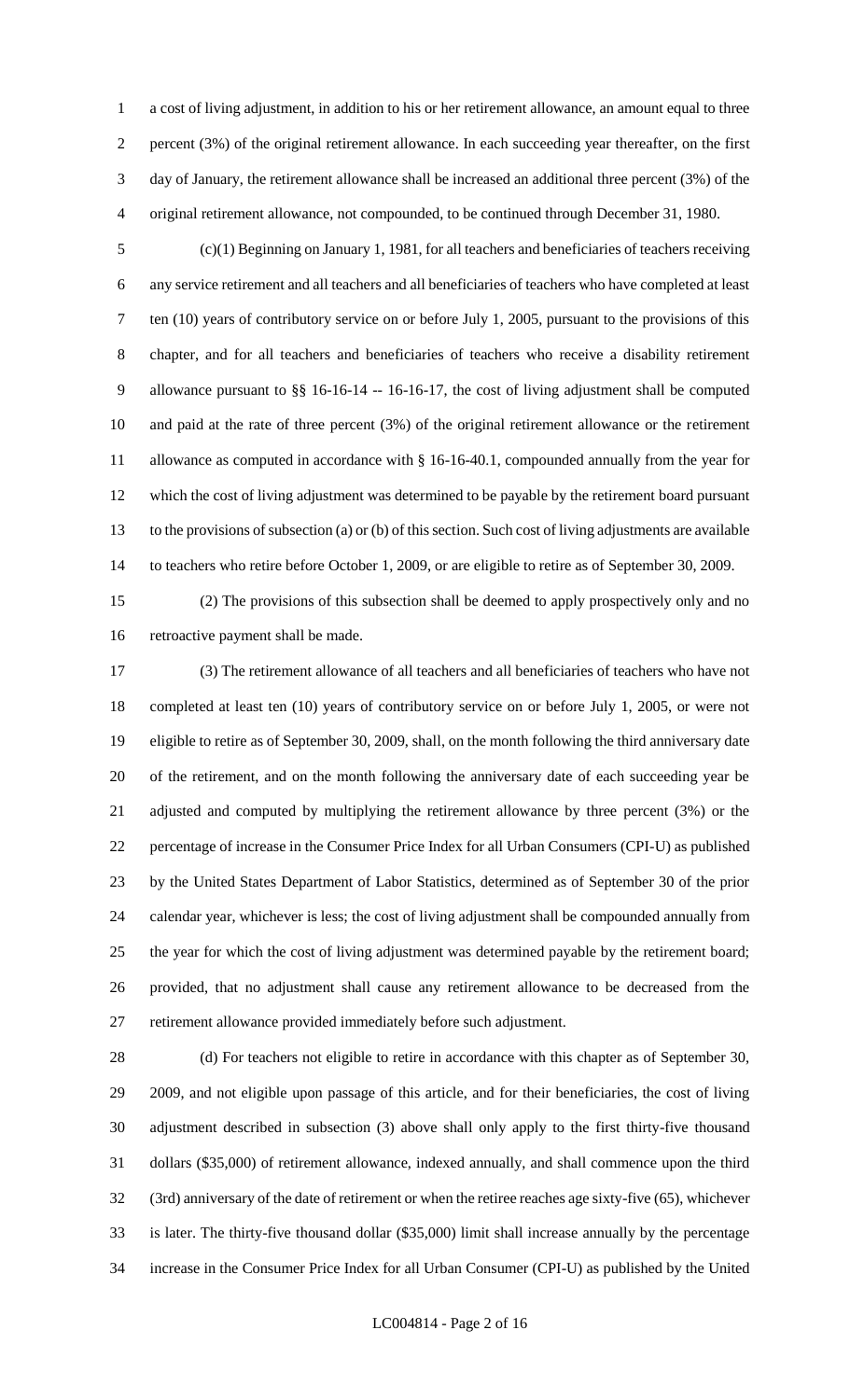a cost of living adjustment, in addition to his or her retirement allowance, an amount equal to three percent (3%) of the original retirement allowance. In each succeeding year thereafter, on the first day of January, the retirement allowance shall be increased an additional three percent (3%) of the original retirement allowance, not compounded, to be continued through December 31, 1980.

(c)(1) Beginning on January 1, 1981, for all teachers and beneficiaries of teachers receiving any service retirement and all teachers and all beneficiaries of teachers who have completed at least ten (10) years of contributory service on or before July 1, 2005, pursuant to the provisions of this chapter, and for all teachers and beneficiaries of teachers who receive a disability retirement allowance pursuant to §§ 16-16-14 -- 16-16-17, the cost of living adjustment shall be computed and paid at the rate of three percent (3%) of the original retirement allowance or the retirement allowance as computed in accordance with § 16-16-40.1, compounded annually from the year for which the cost of living adjustment was determined to be payable by the retirement board pursuant to the provisions of subsection (a) or (b) of this section. Such cost of living adjustments are available to teachers who retire before October 1, 2009, or are eligible to retire as of September 30, 2009.

(2) The provisions of this subsection shall be deemed to apply prospectively only and no retroactive payment shall be made.

(3) The retirement allowance of all teachers and all beneficiaries of teachers who have not completed at least ten (10) years of contributory service on or before July 1, 2005, or were not eligible to retire as of September 30, 2009, shall, on the month following the third anniversary date of the retirement, and on the month following the anniversary date of each succeeding year be adjusted and computed by multiplying the retirement allowance by three percent (3%) or the percentage of increase in the Consumer Price Index for all Urban Consumers (CPI-U) as published by the United States Department of Labor Statistics, determined as of September 30 of the prior calendar year, whichever is less; the cost of living adjustment shall be compounded annually from the year for which the cost of living adjustment was determined payable by the retirement board; provided, that no adjustment shall cause any retirement allowance to be decreased from the retirement allowance provided immediately before such adjustment.

(d) For teachers not eligible to retire in accordance with this chapter as of September 30, 2009, and not eligible upon passage of this article, and for their beneficiaries, the cost of living adjustment described in subsection (3) above shall only apply to the first thirty-five thousand dollars ($35,000) of retirement allowance, indexed annually, and shall commence upon the third (3rd) anniversary of the date of retirement or when the retiree reaches age sixty-five (65), whichever is later. The thirty-five thousand dollar ($35,000) limit shall increase annually by the percentage increase in the Consumer Price Index for all Urban Consumer (CPI-U) as published by the United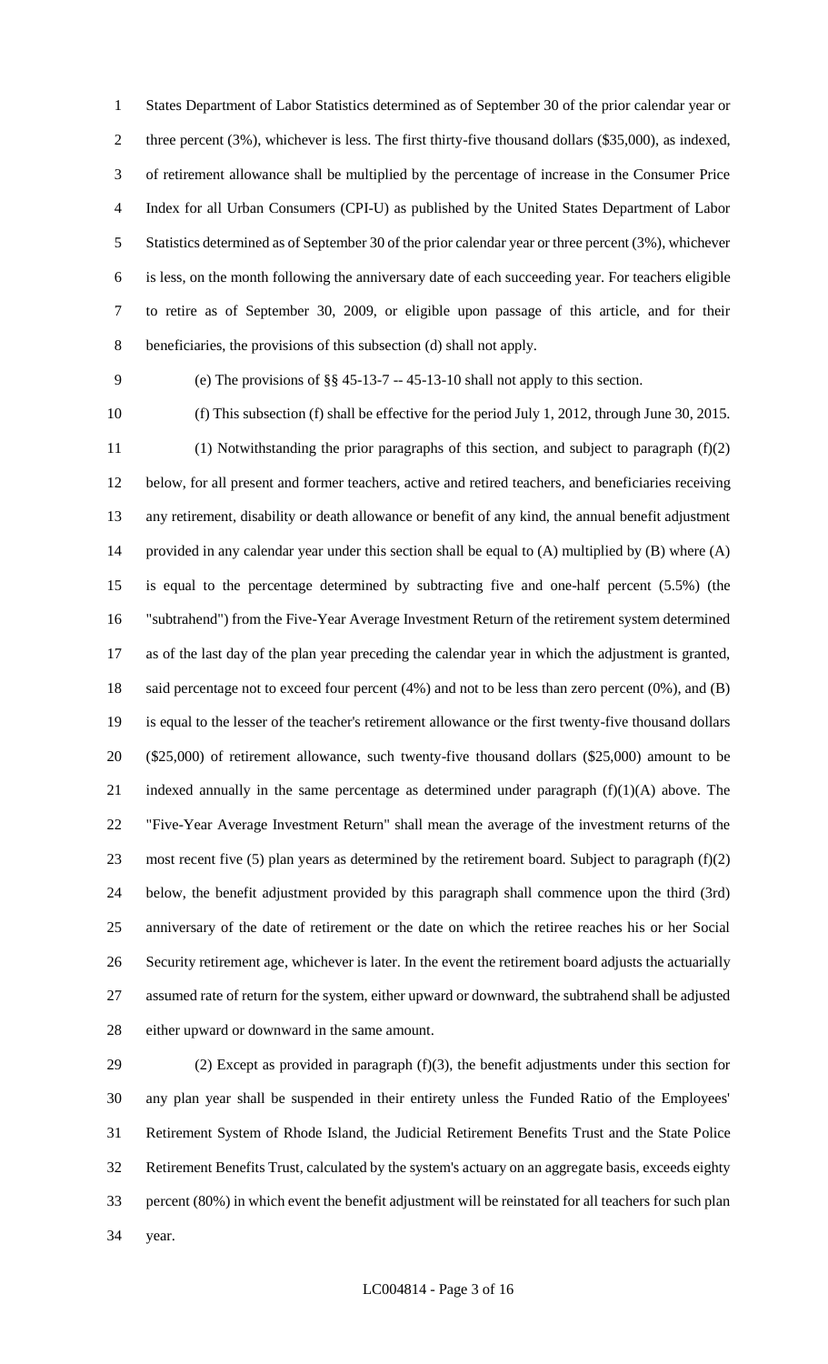States Department of Labor Statistics determined as of September 30 of the prior calendar year or three percent (3%), whichever is less. The first thirty-five thousand dollars ($35,000), as indexed, of retirement allowance shall be multiplied by the percentage of increase in the Consumer Price Index for all Urban Consumers (CPI-U) as published by the United States Department of Labor Statistics determined as of September 30 of the prior calendar year or three percent (3%), whichever is less, on the month following the anniversary date of each succeeding year. For teachers eligible to retire as of September 30, 2009, or eligible upon passage of this article, and for their beneficiaries, the provisions of this subsection (d) shall not apply.

(e) The provisions of §§ 45-13-7 -- 45-13-10 shall not apply to this section.

(f) This subsection (f) shall be effective for the period July 1, 2012, through June 30, 2015.

(1) Notwithstanding the prior paragraphs of this section, and subject to paragraph (f)(2) below, for all present and former teachers, active and retired teachers, and beneficiaries receiving any retirement, disability or death allowance or benefit of any kind, the annual benefit adjustment provided in any calendar year under this section shall be equal to (A) multiplied by (B) where (A) is equal to the percentage determined by subtracting five and one-half percent (5.5%) (the "subtrahend") from the Five-Year Average Investment Return of the retirement system determined as of the last day of the plan year preceding the calendar year in which the adjustment is granted, said percentage not to exceed four percent (4%) and not to be less than zero percent (0%), and (B) is equal to the lesser of the teacher's retirement allowance or the first twenty-five thousand dollars ($25,000) of retirement allowance, such twenty-five thousand dollars ($25,000) amount to be indexed annually in the same percentage as determined under paragraph (f)(1)(A) above. The "Five-Year Average Investment Return" shall mean the average of the investment returns of the most recent five (5) plan years as determined by the retirement board. Subject to paragraph (f)(2) below, the benefit adjustment provided by this paragraph shall commence upon the third (3rd) anniversary of the date of retirement or the date on which the retiree reaches his or her Social Security retirement age, whichever is later. In the event the retirement board adjusts the actuarially assumed rate of return for the system, either upward or downward, the subtrahend shall be adjusted either upward or downward in the same amount.

(2) Except as provided in paragraph (f)(3), the benefit adjustments under this section for any plan year shall be suspended in their entirety unless the Funded Ratio of the Employees' Retirement System of Rhode Island, the Judicial Retirement Benefits Trust and the State Police Retirement Benefits Trust, calculated by the system's actuary on an aggregate basis, exceeds eighty percent (80%) in which event the benefit adjustment will be reinstated for all teachers for such plan year.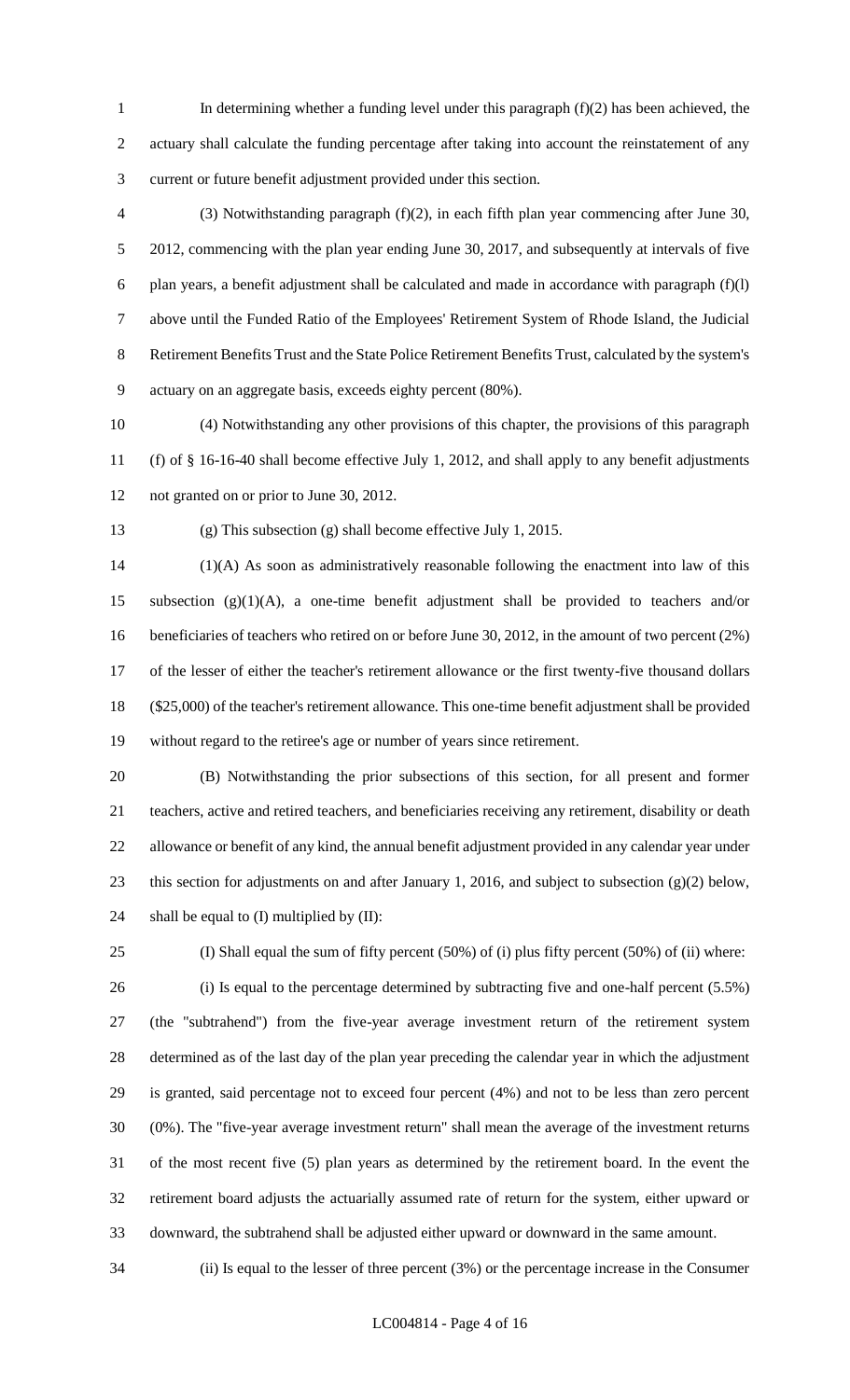In determining whether a funding level under this paragraph (f)(2) has been achieved, the actuary shall calculate the funding percentage after taking into account the reinstatement of any current or future benefit adjustment provided under this section.

(3) Notwithstanding paragraph (f)(2), in each fifth plan year commencing after June 30, 2012, commencing with the plan year ending June 30, 2017, and subsequently at intervals of five plan years, a benefit adjustment shall be calculated and made in accordance with paragraph (f)(l) above until the Funded Ratio of the Employees' Retirement System of Rhode Island, the Judicial Retirement Benefits Trust and the State Police Retirement Benefits Trust, calculated by the system's actuary on an aggregate basis, exceeds eighty percent (80%).

(4) Notwithstanding any other provisions of this chapter, the provisions of this paragraph (f) of § 16-16-40 shall become effective July 1, 2012, and shall apply to any benefit adjustments not granted on or prior to June 30, 2012.

(g) This subsection (g) shall become effective July 1, 2015.

(1)(A) As soon as administratively reasonable following the enactment into law of this subsection (g)(1)(A), a one-time benefit adjustment shall be provided to teachers and/or beneficiaries of teachers who retired on or before June 30, 2012, in the amount of two percent (2%) of the lesser of either the teacher's retirement allowance or the first twenty-five thousand dollars ($25,000) of the teacher's retirement allowance. This one-time benefit adjustment shall be provided without regard to the retiree's age or number of years since retirement.

(B) Notwithstanding the prior subsections of this section, for all present and former teachers, active and retired teachers, and beneficiaries receiving any retirement, disability or death allowance or benefit of any kind, the annual benefit adjustment provided in any calendar year under this section for adjustments on and after January 1, 2016, and subject to subsection (g)(2) below, shall be equal to (I) multiplied by (II):

(I) Shall equal the sum of fifty percent (50%) of (i) plus fifty percent (50%) of (ii) where:

(i) Is equal to the percentage determined by subtracting five and one-half percent (5.5%) (the "subtrahend") from the five-year average investment return of the retirement system determined as of the last day of the plan year preceding the calendar year in which the adjustment is granted, said percentage not to exceed four percent (4%) and not to be less than zero percent (0%). The "five-year average investment return" shall mean the average of the investment returns of the most recent five (5) plan years as determined by the retirement board. In the event the retirement board adjusts the actuarially assumed rate of return for the system, either upward or downward, the subtrahend shall be adjusted either upward or downward in the same amount.

(ii) Is equal to the lesser of three percent (3%) or the percentage increase in the Consumer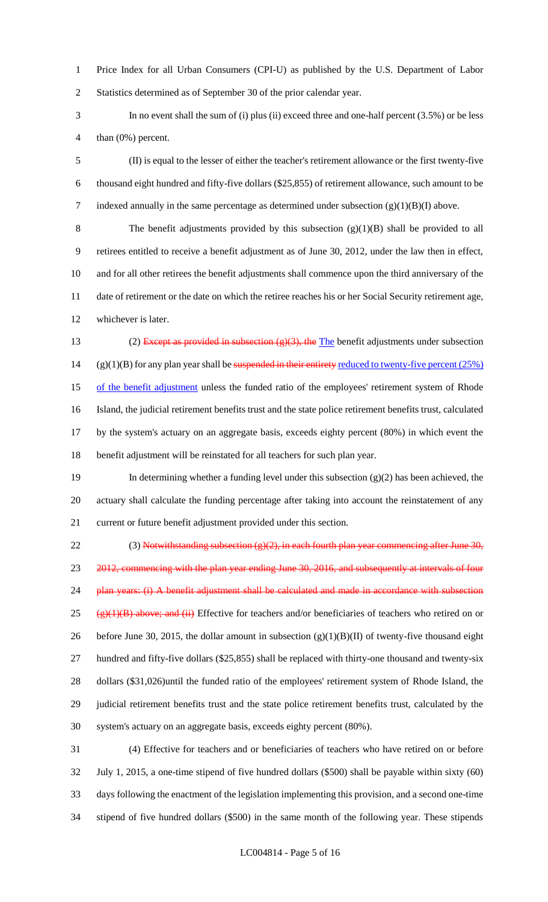Price Index for all Urban Consumers (CPI-U) as published by the U.S. Department of Labor Statistics determined as of September 30 of the prior calendar year.

In no event shall the sum of (i) plus (ii) exceed three and one-half percent (3.5%) or be less than (0%) percent.

(II) is equal to the lesser of either the teacher's retirement allowance or the first twenty-five thousand eight hundred and fifty-five dollars ($25,855) of retirement allowance, such amount to be indexed annually in the same percentage as determined under subsection (g)(1)(B)(I) above.

The benefit adjustments provided by this subsection (g)(1)(B) shall be provided to all retirees entitled to receive a benefit adjustment as of June 30, 2012, under the law then in effect, and for all other retirees the benefit adjustments shall commence upon the third anniversary of the date of retirement or the date on which the retiree reaches his or her Social Security retirement age, whichever is later.

(2) ~~Except as provided in subsection (g)(3), the~~ The benefit adjustments under subsection (g)(1)(B) for any plan year shall be ~~suspended in their entirety~~ reduced to twenty-five percent (25%) of the benefit adjustment unless the funded ratio of the employees' retirement system of Rhode Island, the judicial retirement benefits trust and the state police retirement benefits trust, calculated by the system's actuary on an aggregate basis, exceeds eighty percent (80%) in which event the benefit adjustment will be reinstated for all teachers for such plan year.

In determining whether a funding level under this subsection (g)(2) has been achieved, the actuary shall calculate the funding percentage after taking into account the reinstatement of any current or future benefit adjustment provided under this section.

(3) ~~Notwithstanding subsection (g)(2), in each fourth plan year commencing after June 30, 2012, commencing with the plan year ending June 30, 2016, and subsequently at intervals of four plan years: (i) A benefit adjustment shall be calculated and made in accordance with subsection (g)(1)(B) above; and (ii)~~ Effective for teachers and/or beneficiaries of teachers who retired on or before June 30, 2015, the dollar amount in subsection (g)(1)(B)(II) of twenty-five thousand eight hundred and fifty-five dollars ($25,855) shall be replaced with thirty-one thousand and twenty-six dollars ($31,026)until the funded ratio of the employees' retirement system of Rhode Island, the judicial retirement benefits trust and the state police retirement benefits trust, calculated by the system's actuary on an aggregate basis, exceeds eighty percent (80%).

(4) Effective for teachers and or beneficiaries of teachers who have retired on or before July 1, 2015, a one-time stipend of five hundred dollars ($500) shall be payable within sixty (60) days following the enactment of the legislation implementing this provision, and a second one-time stipend of five hundred dollars ($500) in the same month of the following year. These stipends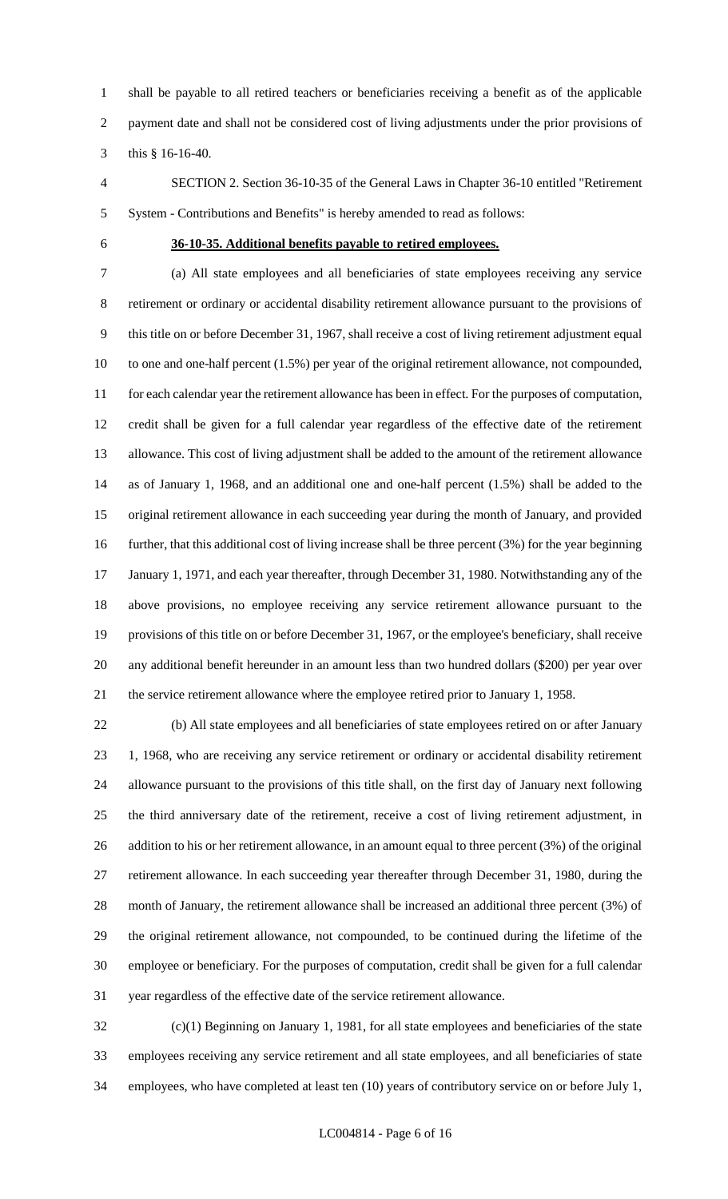shall be payable to all retired teachers or beneficiaries receiving a benefit as of the applicable payment date and shall not be considered cost of living adjustments under the prior provisions of this § 16-16-40.

SECTION 2. Section 36-10-35 of the General Laws in Chapter 36-10 entitled "Retirement System - Contributions and Benefits" is hereby amended to read as follows:

**36-10-35. Additional benefits payable to retired employees.**

(a) All state employees and all beneficiaries of state employees receiving any service retirement or ordinary or accidental disability retirement allowance pursuant to the provisions of this title on or before December 31, 1967, shall receive a cost of living retirement adjustment equal to one and one-half percent (1.5%) per year of the original retirement allowance, not compounded, for each calendar year the retirement allowance has been in effect. For the purposes of computation, credit shall be given for a full calendar year regardless of the effective date of the retirement allowance. This cost of living adjustment shall be added to the amount of the retirement allowance as of January 1, 1968, and an additional one and one-half percent (1.5%) shall be added to the original retirement allowance in each succeeding year during the month of January, and provided further, that this additional cost of living increase shall be three percent (3%) for the year beginning January 1, 1971, and each year thereafter, through December 31, 1980. Notwithstanding any of the above provisions, no employee receiving any service retirement allowance pursuant to the provisions of this title on or before December 31, 1967, or the employee's beneficiary, shall receive any additional benefit hereunder in an amount less than two hundred dollars ($200) per year over the service retirement allowance where the employee retired prior to January 1, 1958.

(b) All state employees and all beneficiaries of state employees retired on or after January 1, 1968, who are receiving any service retirement or ordinary or accidental disability retirement allowance pursuant to the provisions of this title shall, on the first day of January next following the third anniversary date of the retirement, receive a cost of living retirement adjustment, in addition to his or her retirement allowance, in an amount equal to three percent (3%) of the original retirement allowance. In each succeeding year thereafter through December 31, 1980, during the month of January, the retirement allowance shall be increased an additional three percent (3%) of the original retirement allowance, not compounded, to be continued during the lifetime of the employee or beneficiary. For the purposes of computation, credit shall be given for a full calendar year regardless of the effective date of the service retirement allowance.

(c)(1) Beginning on January 1, 1981, for all state employees and beneficiaries of the state employees receiving any service retirement and all state employees, and all beneficiaries of state employees, who have completed at least ten (10) years of contributory service on or before July 1,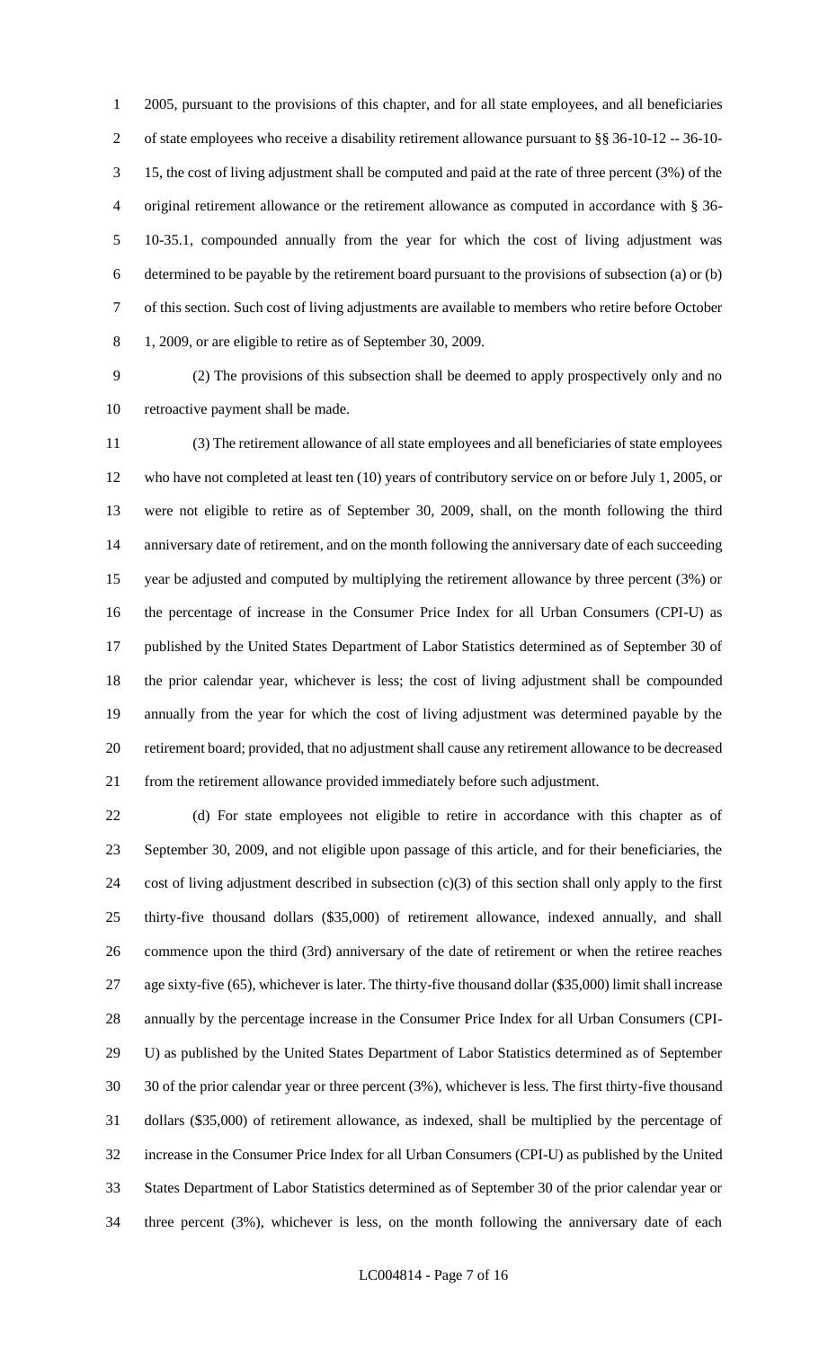2005, pursuant to the provisions of this chapter, and for all state employees, and all beneficiaries of state employees who receive a disability retirement allowance pursuant to §§ 36-10-12 -- 36-10-15, the cost of living adjustment shall be computed and paid at the rate of three percent (3%) of the original retirement allowance or the retirement allowance as computed in accordance with § 36-10-35.1, compounded annually from the year for which the cost of living adjustment was determined to be payable by the retirement board pursuant to the provisions of subsection (a) or (b) of this section. Such cost of living adjustments are available to members who retire before October 1, 2009, or are eligible to retire as of September 30, 2009.

(2) The provisions of this subsection shall be deemed to apply prospectively only and no retroactive payment shall be made.

(3) The retirement allowance of all state employees and all beneficiaries of state employees who have not completed at least ten (10) years of contributory service on or before July 1, 2005, or were not eligible to retire as of September 30, 2009, shall, on the month following the third anniversary date of retirement, and on the month following the anniversary date of each succeeding year be adjusted and computed by multiplying the retirement allowance by three percent (3%) or the percentage of increase in the Consumer Price Index for all Urban Consumers (CPI-U) as published by the United States Department of Labor Statistics determined as of September 30 of the prior calendar year, whichever is less; the cost of living adjustment shall be compounded annually from the year for which the cost of living adjustment was determined payable by the retirement board; provided, that no adjustment shall cause any retirement allowance to be decreased from the retirement allowance provided immediately before such adjustment.

(d) For state employees not eligible to retire in accordance with this chapter as of September 30, 2009, and not eligible upon passage of this article, and for their beneficiaries, the cost of living adjustment described in subsection (c)(3) of this section shall only apply to the first thirty-five thousand dollars ($35,000) of retirement allowance, indexed annually, and shall commence upon the third (3rd) anniversary of the date of retirement or when the retiree reaches age sixty-five (65), whichever is later. The thirty-five thousand dollar ($35,000) limit shall increase annually by the percentage increase in the Consumer Price Index for all Urban Consumers (CPI-U) as published by the United States Department of Labor Statistics determined as of September 30 of the prior calendar year or three percent (3%), whichever is less. The first thirty-five thousand dollars ($35,000) of retirement allowance, as indexed, shall be multiplied by the percentage of increase in the Consumer Price Index for all Urban Consumers (CPI-U) as published by the United States Department of Labor Statistics determined as of September 30 of the prior calendar year or three percent (3%), whichever is less, on the month following the anniversary date of each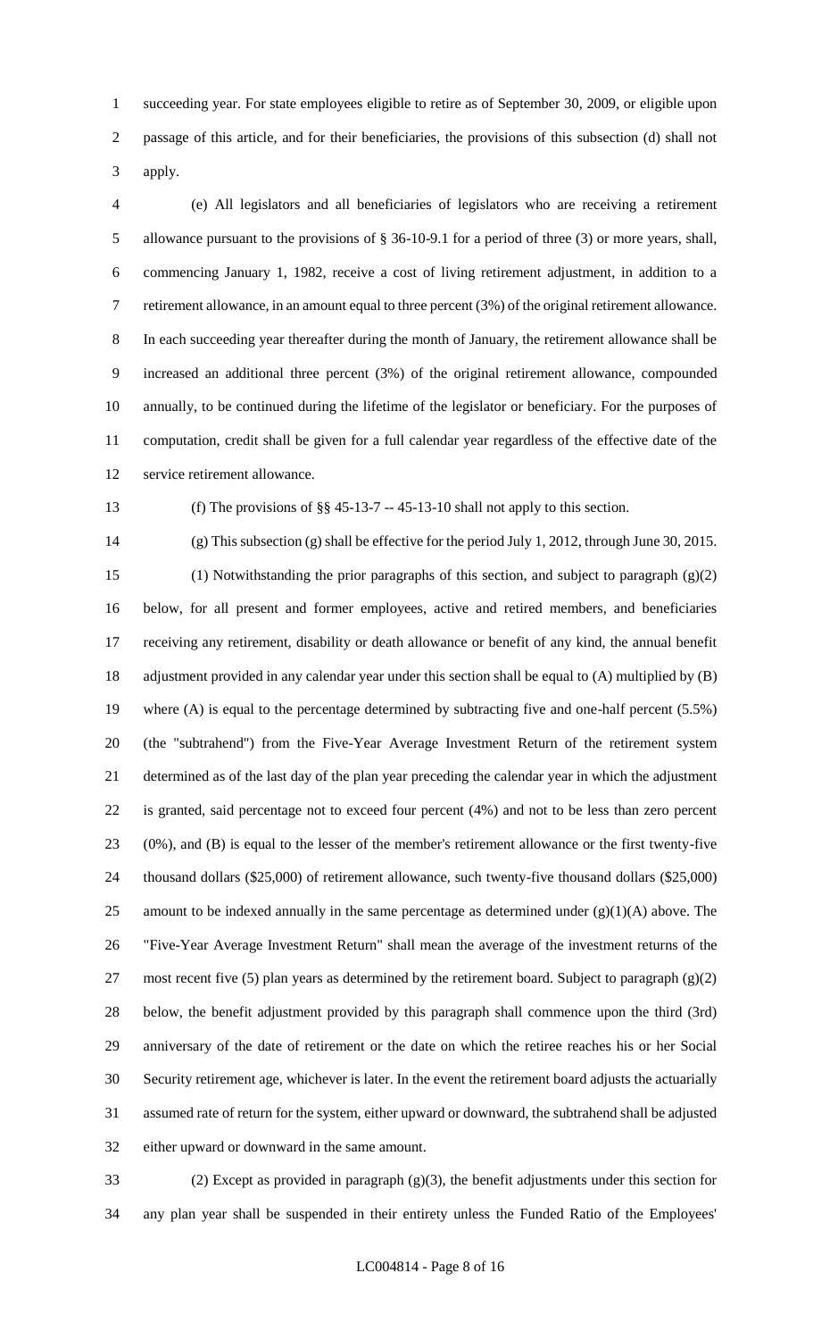succeeding year. For state employees eligible to retire as of September 30, 2009, or eligible upon passage of this article, and for their beneficiaries, the provisions of this subsection (d) shall not apply.

(e) All legislators and all beneficiaries of legislators who are receiving a retirement allowance pursuant to the provisions of § 36-10-9.1 for a period of three (3) or more years, shall, commencing January 1, 1982, receive a cost of living retirement adjustment, in addition to a retirement allowance, in an amount equal to three percent (3%) of the original retirement allowance. In each succeeding year thereafter during the month of January, the retirement allowance shall be increased an additional three percent (3%) of the original retirement allowance, compounded annually, to be continued during the lifetime of the legislator or beneficiary. For the purposes of computation, credit shall be given for a full calendar year regardless of the effective date of the service retirement allowance.

(f) The provisions of §§ 45-13-7 -- 45-13-10 shall not apply to this section.

(g) This subsection (g) shall be effective for the period July 1, 2012, through June 30, 2015.

(1) Notwithstanding the prior paragraphs of this section, and subject to paragraph (g)(2) below, for all present and former employees, active and retired members, and beneficiaries receiving any retirement, disability or death allowance or benefit of any kind, the annual benefit adjustment provided in any calendar year under this section shall be equal to (A) multiplied by (B) where (A) is equal to the percentage determined by subtracting five and one-half percent (5.5%) (the "subtrahend") from the Five-Year Average Investment Return of the retirement system determined as of the last day of the plan year preceding the calendar year in which the adjustment is granted, said percentage not to exceed four percent (4%) and not to be less than zero percent (0%), and (B) is equal to the lesser of the member's retirement allowance or the first twenty-five thousand dollars ($25,000) of retirement allowance, such twenty-five thousand dollars ($25,000) amount to be indexed annually in the same percentage as determined under (g)(1)(A) above. The "Five-Year Average Investment Return" shall mean the average of the investment returns of the most recent five (5) plan years as determined by the retirement board. Subject to paragraph (g)(2) below, the benefit adjustment provided by this paragraph shall commence upon the third (3rd) anniversary of the date of retirement or the date on which the retiree reaches his or her Social Security retirement age, whichever is later. In the event the retirement board adjusts the actuarially assumed rate of return for the system, either upward or downward, the subtrahend shall be adjusted either upward or downward in the same amount.

(2) Except as provided in paragraph (g)(3), the benefit adjustments under this section for any plan year shall be suspended in their entirety unless the Funded Ratio of the Employees'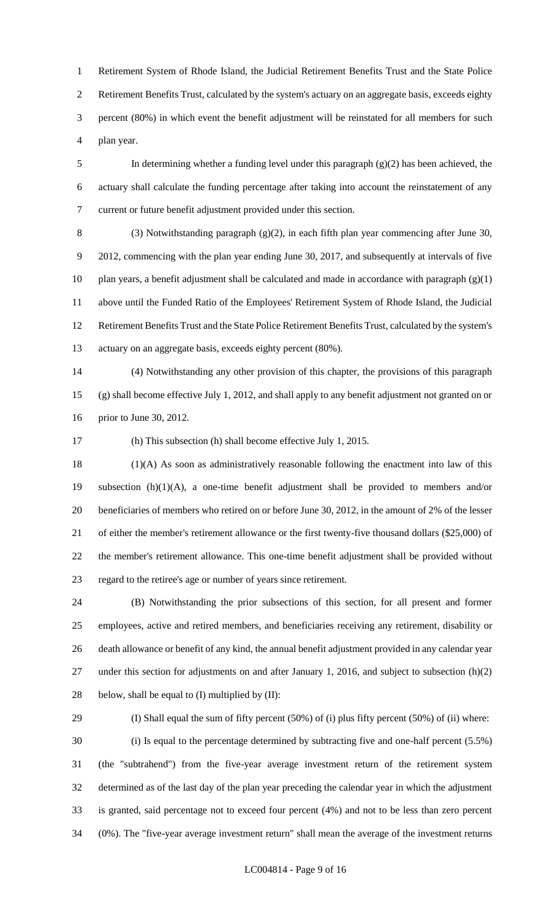Retirement System of Rhode Island, the Judicial Retirement Benefits Trust and the State Police Retirement Benefits Trust, calculated by the system's actuary on an aggregate basis, exceeds eighty percent (80%) in which event the benefit adjustment will be reinstated for all members for such plan year.

In determining whether a funding level under this paragraph (g)(2) has been achieved, the actuary shall calculate the funding percentage after taking into account the reinstatement of any current or future benefit adjustment provided under this section.

(3) Notwithstanding paragraph (g)(2), in each fifth plan year commencing after June 30, 2012, commencing with the plan year ending June 30, 2017, and subsequently at intervals of five plan years, a benefit adjustment shall be calculated and made in accordance with paragraph (g)(1) above until the Funded Ratio of the Employees' Retirement System of Rhode Island, the Judicial Retirement Benefits Trust and the State Police Retirement Benefits Trust, calculated by the system's actuary on an aggregate basis, exceeds eighty percent (80%).

(4) Notwithstanding any other provision of this chapter, the provisions of this paragraph (g) shall become effective July 1, 2012, and shall apply to any benefit adjustment not granted on or prior to June 30, 2012.

(h) This subsection (h) shall become effective July 1, 2015.

(1)(A) As soon as administratively reasonable following the enactment into law of this subsection (h)(1)(A), a one-time benefit adjustment shall be provided to members and/or beneficiaries of members who retired on or before June 30, 2012, in the amount of 2% of the lesser of either the member's retirement allowance or the first twenty-five thousand dollars ($25,000) of the member's retirement allowance. This one-time benefit adjustment shall be provided without regard to the retiree's age or number of years since retirement.

(B) Notwithstanding the prior subsections of this section, for all present and former employees, active and retired members, and beneficiaries receiving any retirement, disability or death allowance or benefit of any kind, the annual benefit adjustment provided in any calendar year under this section for adjustments on and after January 1, 2016, and subject to subsection (h)(2) below, shall be equal to (I) multiplied by (II):

(I) Shall equal the sum of fifty percent (50%) of (i) plus fifty percent (50%) of (ii) where:

(i) Is equal to the percentage determined by subtracting five and one-half percent (5.5%) (the "subtrahend") from the five-year average investment return of the retirement system determined as of the last day of the plan year preceding the calendar year in which the adjustment is granted, said percentage not to exceed four percent (4%) and not to be less than zero percent (0%). The "five-year average investment return" shall mean the average of the investment returns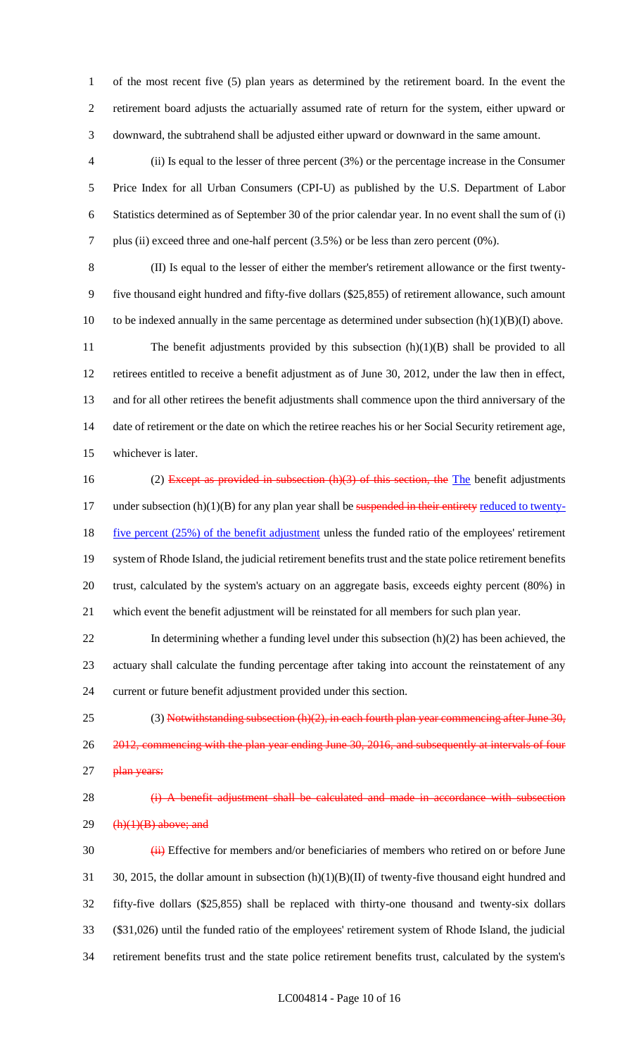of the most recent five (5) plan years as determined by the retirement board. In the event the retirement board adjusts the actuarially assumed rate of return for the system, either upward or downward, the subtrahend shall be adjusted either upward or downward in the same amount.

(ii) Is equal to the lesser of three percent (3%) or the percentage increase in the Consumer Price Index for all Urban Consumers (CPI-U) as published by the U.S. Department of Labor Statistics determined as of September 30 of the prior calendar year. In no event shall the sum of (i) plus (ii) exceed three and one-half percent (3.5%) or be less than zero percent (0%).

(II) Is equal to the lesser of either the member's retirement allowance or the first twenty-five thousand eight hundred and fifty-five dollars ($25,855) of retirement allowance, such amount to be indexed annually in the same percentage as determined under subsection (h)(1)(B)(I) above.

The benefit adjustments provided by this subsection (h)(1)(B) shall be provided to all retirees entitled to receive a benefit adjustment as of June 30, 2012, under the law then in effect, and for all other retirees the benefit adjustments shall commence upon the third anniversary of the date of retirement or the date on which the retiree reaches his or her Social Security retirement age, whichever is later.

(2) ~~Except as provided in subsection (h)(3) of this section, the~~ The benefit adjustments under subsection (h)(1)(B) for any plan year shall be ~~suspended in their entirety~~ reduced to twenty-five percent (25%) of the benefit adjustment unless the funded ratio of the employees' retirement system of Rhode Island, the judicial retirement benefits trust and the state police retirement benefits trust, calculated by the system's actuary on an aggregate basis, exceeds eighty percent (80%) in which event the benefit adjustment will be reinstated for all members for such plan year.

In determining whether a funding level under this subsection (h)(2) has been achieved, the actuary shall calculate the funding percentage after taking into account the reinstatement of any current or future benefit adjustment provided under this section.

(3) ~~Notwithstanding subsection (h)(2), in each fourth plan year commencing after June 30, 2012, commencing with the plan year ending June 30, 2016, and subsequently at intervals of four plan years:~~

~~(i) A benefit adjustment shall be calculated and made in accordance with subsection (h)(1)(B) above; and~~

~~(ii)~~ Effective for members and/or beneficiaries of members who retired on or before June 30, 2015, the dollar amount in subsection (h)(1)(B)(II) of twenty-five thousand eight hundred and fifty-five dollars ($25,855) shall be replaced with thirty-one thousand and twenty-six dollars ($31,026) until the funded ratio of the employees' retirement system of Rhode Island, the judicial retirement benefits trust and the state police retirement benefits trust, calculated by the system's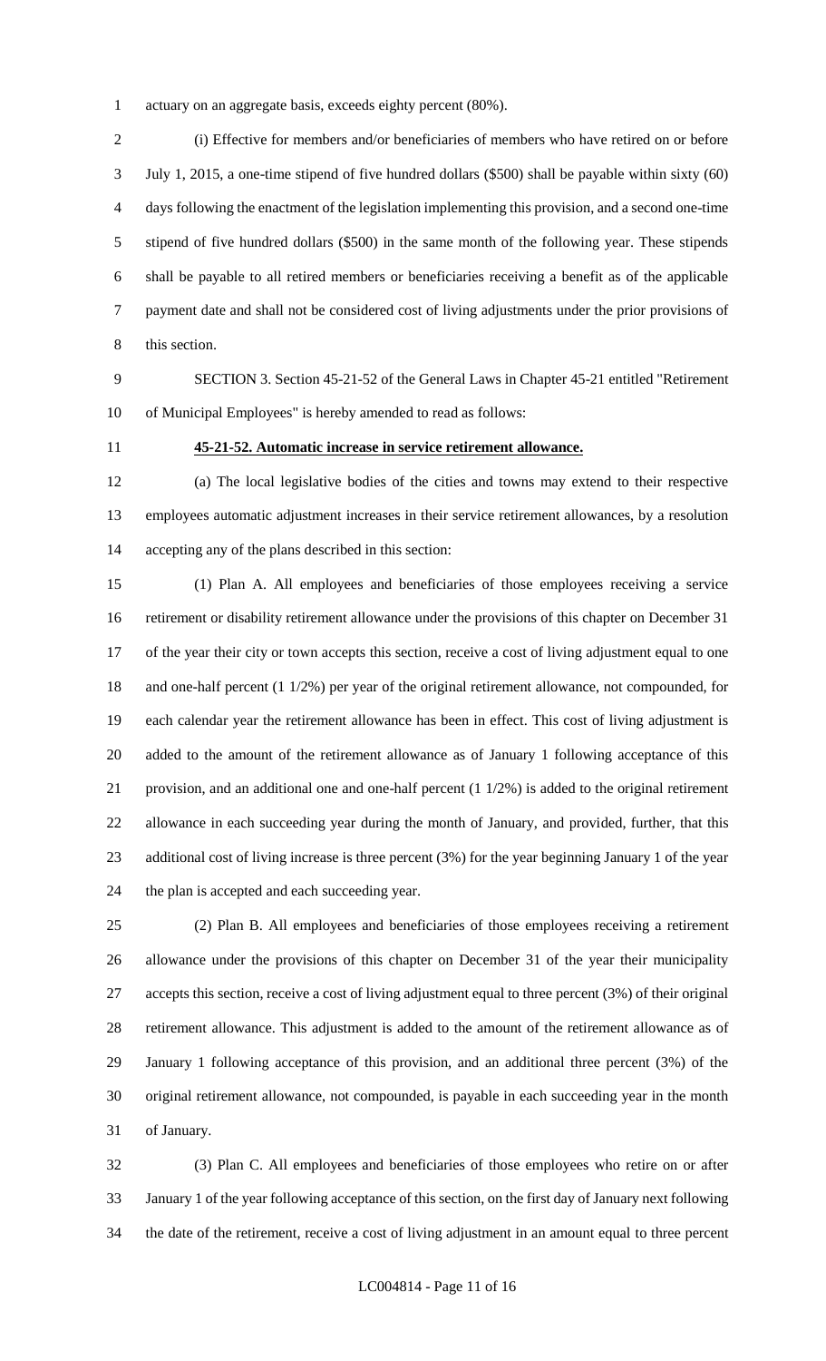actuary on an aggregate basis, exceeds eighty percent (80%).

(i) Effective for members and/or beneficiaries of members who have retired on or before July 1, 2015, a one-time stipend of five hundred dollars ($500) shall be payable within sixty (60) days following the enactment of the legislation implementing this provision, and a second one-time stipend of five hundred dollars ($500) in the same month of the following year. These stipends shall be payable to all retired members or beneficiaries receiving a benefit as of the applicable payment date and shall not be considered cost of living adjustments under the prior provisions of this section.

SECTION 3. Section 45-21-52 of the General Laws in Chapter 45-21 entitled "Retirement of Municipal Employees" is hereby amended to read as follows:

**45-21-52. Automatic increase in service retirement allowance.**

(a) The local legislative bodies of the cities and towns may extend to their respective employees automatic adjustment increases in their service retirement allowances, by a resolution accepting any of the plans described in this section:

(1) Plan A. All employees and beneficiaries of those employees receiving a service retirement or disability retirement allowance under the provisions of this chapter on December 31 of the year their city or town accepts this section, receive a cost of living adjustment equal to one and one-half percent (1 1/2%) per year of the original retirement allowance, not compounded, for each calendar year the retirement allowance has been in effect. This cost of living adjustment is added to the amount of the retirement allowance as of January 1 following acceptance of this provision, and an additional one and one-half percent (1 1/2%) is added to the original retirement allowance in each succeeding year during the month of January, and provided, further, that this additional cost of living increase is three percent (3%) for the year beginning January 1 of the year the plan is accepted and each succeeding year.

(2) Plan B. All employees and beneficiaries of those employees receiving a retirement allowance under the provisions of this chapter on December 31 of the year their municipality accepts this section, receive a cost of living adjustment equal to three percent (3%) of their original retirement allowance. This adjustment is added to the amount of the retirement allowance as of January 1 following acceptance of this provision, and an additional three percent (3%) of the original retirement allowance, not compounded, is payable in each succeeding year in the month of January.

(3) Plan C. All employees and beneficiaries of those employees who retire on or after January 1 of the year following acceptance of this section, on the first day of January next following the date of the retirement, receive a cost of living adjustment in an amount equal to three percent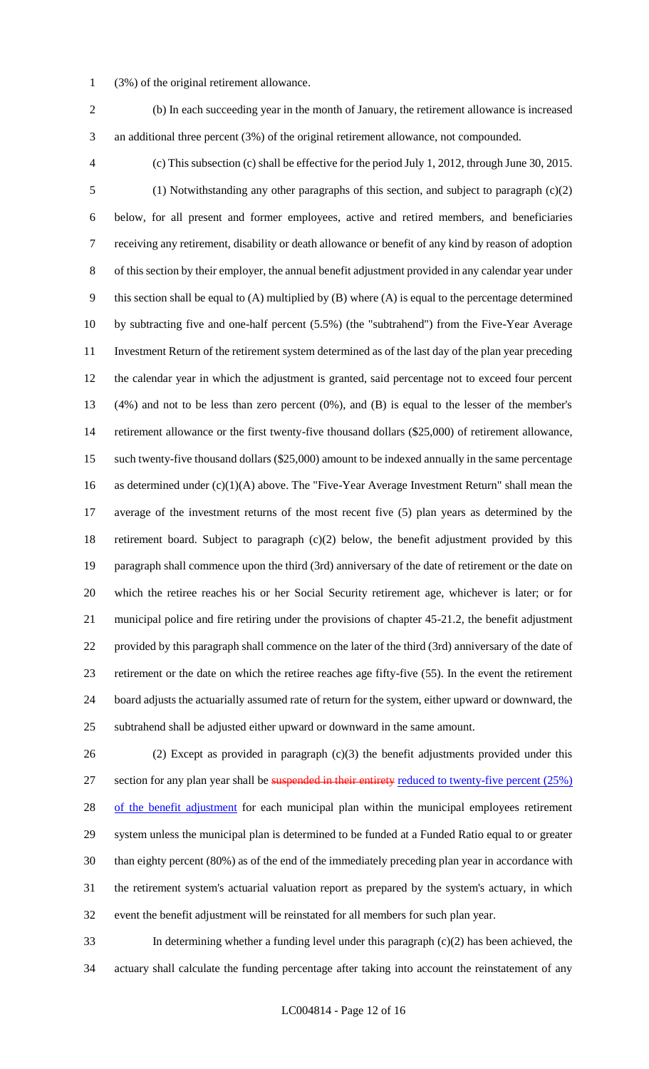(3%) of the original retirement allowance.

(b) In each succeeding year in the month of January, the retirement allowance is increased an additional three percent (3%) of the original retirement allowance, not compounded.

(c) This subsection (c) shall be effective for the period July 1, 2012, through June 30, 2015.

(1) Notwithstanding any other paragraphs of this section, and subject to paragraph (c)(2) below, for all present and former employees, active and retired members, and beneficiaries receiving any retirement, disability or death allowance or benefit of any kind by reason of adoption of this section by their employer, the annual benefit adjustment provided in any calendar year under this section shall be equal to (A) multiplied by (B) where (A) is equal to the percentage determined by subtracting five and one-half percent (5.5%) (the "subtrahend") from the Five-Year Average Investment Return of the retirement system determined as of the last day of the plan year preceding the calendar year in which the adjustment is granted, said percentage not to exceed four percent (4%) and not to be less than zero percent (0%), and (B) is equal to the lesser of the member's retirement allowance or the first twenty-five thousand dollars ($25,000) of retirement allowance, such twenty-five thousand dollars ($25,000) amount to be indexed annually in the same percentage as determined under (c)(1)(A) above. The "Five-Year Average Investment Return" shall mean the average of the investment returns of the most recent five (5) plan years as determined by the retirement board. Subject to paragraph (c)(2) below, the benefit adjustment provided by this paragraph shall commence upon the third (3rd) anniversary of the date of retirement or the date on which the retiree reaches his or her Social Security retirement age, whichever is later; or for municipal police and fire retiring under the provisions of chapter 45-21.2, the benefit adjustment provided by this paragraph shall commence on the later of the third (3rd) anniversary of the date of retirement or the date on which the retiree reaches age fifty-five (55). In the event the retirement board adjusts the actuarially assumed rate of return for the system, either upward or downward, the subtrahend shall be adjusted either upward or downward in the same amount.

(2) Except as provided in paragraph (c)(3) the benefit adjustments provided under this section for any plan year shall be ~~suspended in their entirety~~ reduced to twenty-five percent (25%) of the benefit adjustment for each municipal plan within the municipal employees retirement system unless the municipal plan is determined to be funded at a Funded Ratio equal to or greater than eighty percent (80%) as of the end of the immediately preceding plan year in accordance with the retirement system's actuarial valuation report as prepared by the system's actuary, in which event the benefit adjustment will be reinstated for all members for such plan year.

In determining whether a funding level under this paragraph (c)(2) has been achieved, the actuary shall calculate the funding percentage after taking into account the reinstatement of any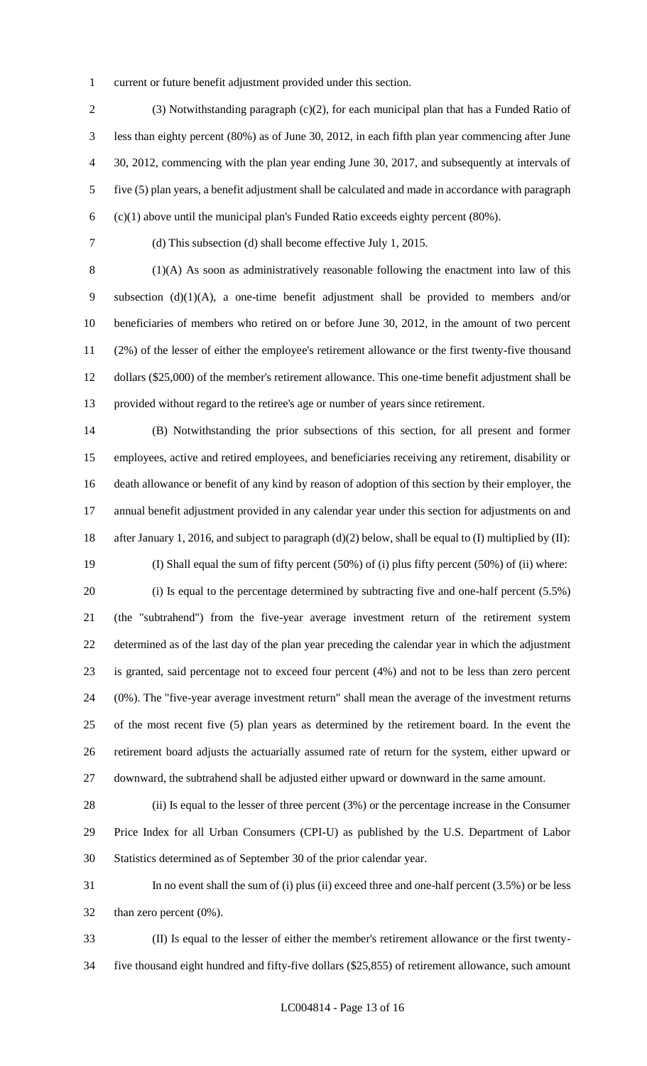current or future benefit adjustment provided under this section.

(3) Notwithstanding paragraph (c)(2), for each municipal plan that has a Funded Ratio of less than eighty percent (80%) as of June 30, 2012, in each fifth plan year commencing after June 30, 2012, commencing with the plan year ending June 30, 2017, and subsequently at intervals of five (5) plan years, a benefit adjustment shall be calculated and made in accordance with paragraph (c)(1) above until the municipal plan's Funded Ratio exceeds eighty percent (80%).

(d) This subsection (d) shall become effective July 1, 2015.

(1)(A) As soon as administratively reasonable following the enactment into law of this subsection (d)(1)(A), a one-time benefit adjustment shall be provided to members and/or beneficiaries of members who retired on or before June 30, 2012, in the amount of two percent (2%) of the lesser of either the employee's retirement allowance or the first twenty-five thousand dollars ($25,000) of the member's retirement allowance. This one-time benefit adjustment shall be provided without regard to the retiree's age or number of years since retirement.

(B) Notwithstanding the prior subsections of this section, for all present and former employees, active and retired employees, and beneficiaries receiving any retirement, disability or death allowance or benefit of any kind by reason of adoption of this section by their employer, the annual benefit adjustment provided in any calendar year under this section for adjustments on and after January 1, 2016, and subject to paragraph (d)(2) below, shall be equal to (I) multiplied by (II):

(I) Shall equal the sum of fifty percent (50%) of (i) plus fifty percent (50%) of (ii) where:

(i) Is equal to the percentage determined by subtracting five and one-half percent (5.5%) (the "subtrahend") from the five-year average investment return of the retirement system determined as of the last day of the plan year preceding the calendar year in which the adjustment is granted, said percentage not to exceed four percent (4%) and not to be less than zero percent (0%). The "five-year average investment return" shall mean the average of the investment returns of the most recent five (5) plan years as determined by the retirement board. In the event the retirement board adjusts the actuarially assumed rate of return for the system, either upward or downward, the subtrahend shall be adjusted either upward or downward in the same amount.

(ii) Is equal to the lesser of three percent (3%) or the percentage increase in the Consumer Price Index for all Urban Consumers (CPI-U) as published by the U.S. Department of Labor Statistics determined as of September 30 of the prior calendar year.

In no event shall the sum of (i) plus (ii) exceed three and one-half percent (3.5%) or be less than zero percent (0%).

(II) Is equal to the lesser of either the member's retirement allowance or the first twenty-five thousand eight hundred and fifty-five dollars ($25,855) of retirement allowance, such amount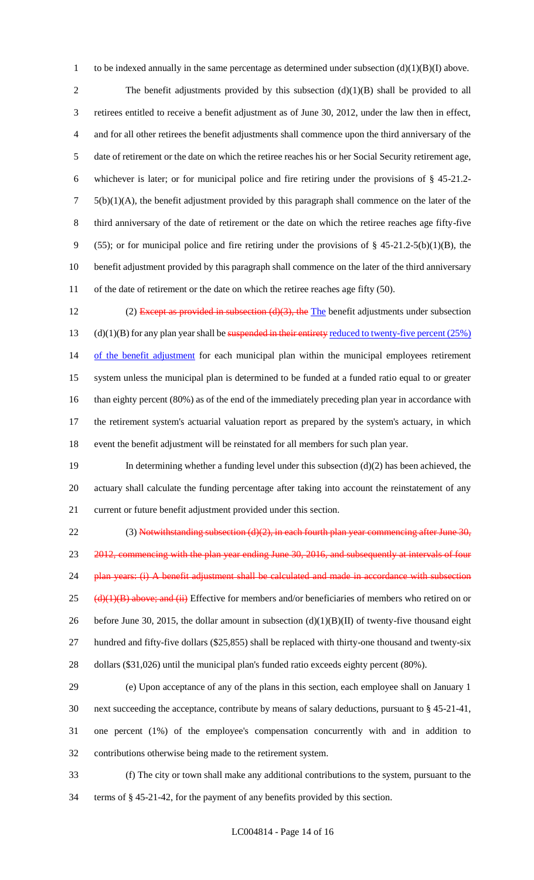to be indexed annually in the same percentage as determined under subsection (d)(1)(B)(I) above.

The benefit adjustments provided by this subsection (d)(1)(B) shall be provided to all retirees entitled to receive a benefit adjustment as of June 30, 2012, under the law then in effect, and for all other retirees the benefit adjustments shall commence upon the third anniversary of the date of retirement or the date on which the retiree reaches his or her Social Security retirement age, whichever is later; or for municipal police and fire retiring under the provisions of § 45-21.2-5(b)(1)(A), the benefit adjustment provided by this paragraph shall commence on the later of the third anniversary of the date of retirement or the date on which the retiree reaches age fifty-five (55); or for municipal police and fire retiring under the provisions of § 45-21.2-5(b)(1)(B), the benefit adjustment provided by this paragraph shall commence on the later of the third anniversary of the date of retirement or the date on which the retiree reaches age fifty (50).

(2) ~~Except as provided in subsection (d)(3), the~~ The benefit adjustments under subsection (d)(1)(B) for any plan year shall be ~~suspended in their entirety~~ reduced to twenty-five percent (25%) of the benefit adjustment for each municipal plan within the municipal employees retirement system unless the municipal plan is determined to be funded at a funded ratio equal to or greater than eighty percent (80%) as of the end of the immediately preceding plan year in accordance with the retirement system's actuarial valuation report as prepared by the system's actuary, in which event the benefit adjustment will be reinstated for all members for such plan year.

In determining whether a funding level under this subsection (d)(2) has been achieved, the actuary shall calculate the funding percentage after taking into account the reinstatement of any current or future benefit adjustment provided under this section.

(3) ~~Notwithstanding subsection (d)(2), in each fourth plan year commencing after June 30, 2012, commencing with the plan year ending June 30, 2016, and subsequently at intervals of four plan years: (i) A benefit adjustment shall be calculated and made in accordance with subsection (d)(1)(B) above; and (ii)~~ Effective for members and/or beneficiaries of members who retired on or before June 30, 2015, the dollar amount in subsection (d)(1)(B)(II) of twenty-five thousand eight hundred and fifty-five dollars ($25,855) shall be replaced with thirty-one thousand and twenty-six dollars ($31,026) until the municipal plan's funded ratio exceeds eighty percent (80%).

(e) Upon acceptance of any of the plans in this section, each employee shall on January 1 next succeeding the acceptance, contribute by means of salary deductions, pursuant to § 45-21-41, one percent (1%) of the employee's compensation concurrently with and in addition to contributions otherwise being made to the retirement system.

(f) The city or town shall make any additional contributions to the system, pursuant to the terms of § 45-21-42, for the payment of any benefits provided by this section.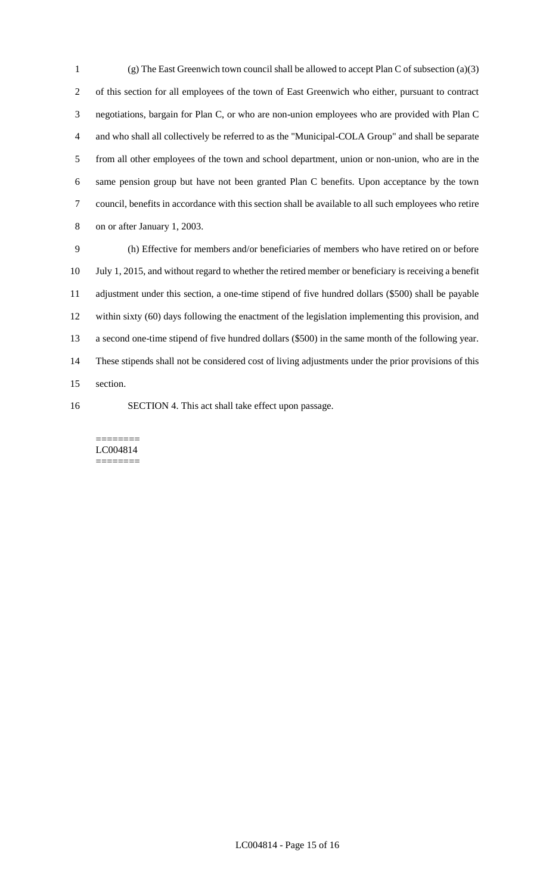(g) The East Greenwich town council shall be allowed to accept Plan C of subsection (a)(3) of this section for all employees of the town of East Greenwich who either, pursuant to contract negotiations, bargain for Plan C, or who are non-union employees who are provided with Plan C and who shall all collectively be referred to as the "Municipal-COLA Group" and shall be separate from all other employees of the town and school department, union or non-union, who are in the same pension group but have not been granted Plan C benefits. Upon acceptance by the town council, benefits in accordance with this section shall be available to all such employees who retire on or after January 1, 2003.

(h) Effective for members and/or beneficiaries of members who have retired on or before July 1, 2015, and without regard to whether the retired member or beneficiary is receiving a benefit adjustment under this section, a one-time stipend of five hundred dollars ($500) shall be payable within sixty (60) days following the enactment of the legislation implementing this provision, and a second one-time stipend of five hundred dollars ($500) in the same month of the following year. These stipends shall not be considered cost of living adjustments under the prior provisions of this section.

SECTION 4. This act shall take effect upon passage.

========
LC004814
========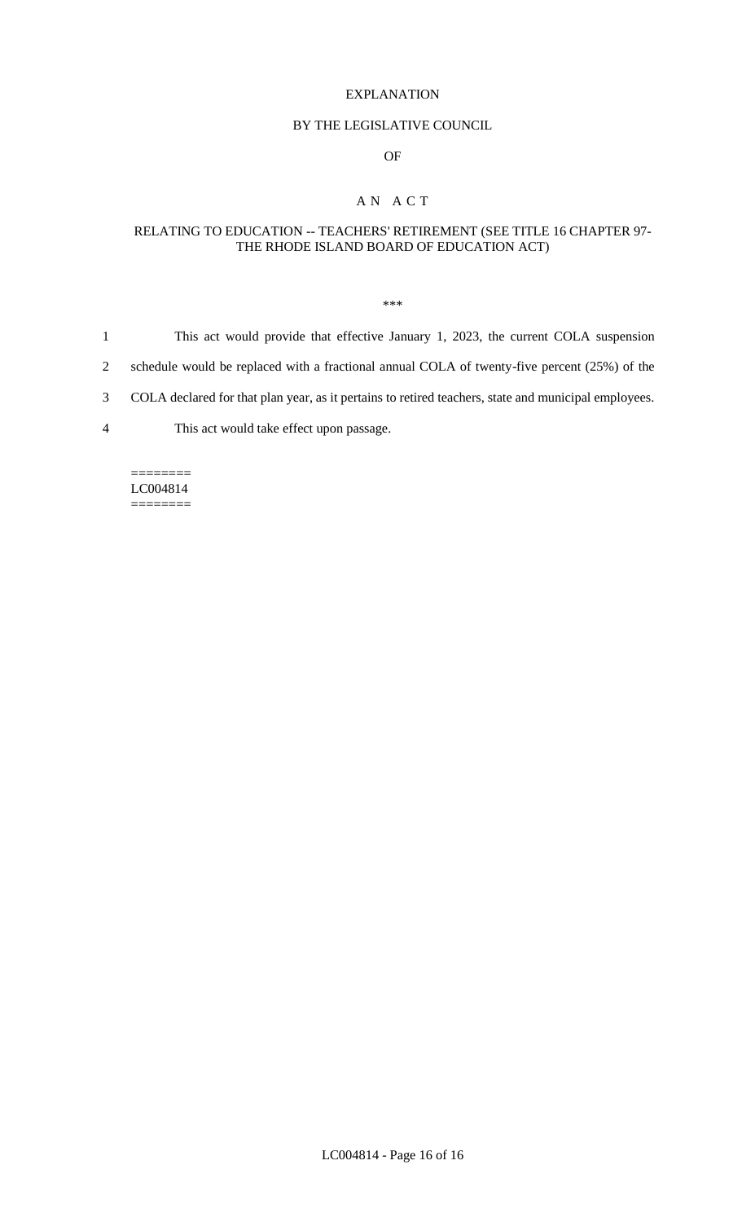EXPLANATION

BY THE LEGISLATIVE COUNCIL

OF

A N A C T

RELATING TO EDUCATION -- TEACHERS' RETIREMENT (SEE TITLE 16 CHAPTER 97- THE RHODE ISLAND BOARD OF EDUCATION ACT)

\*\*\*

This act would provide that effective January 1, 2023, the current COLA suspension schedule would be replaced with a fractional annual COLA of twenty-five percent (25%) of the COLA declared for that plan year, as it pertains to retired teachers, state and municipal employees.

This act would take effect upon passage.

========
LC004814
========